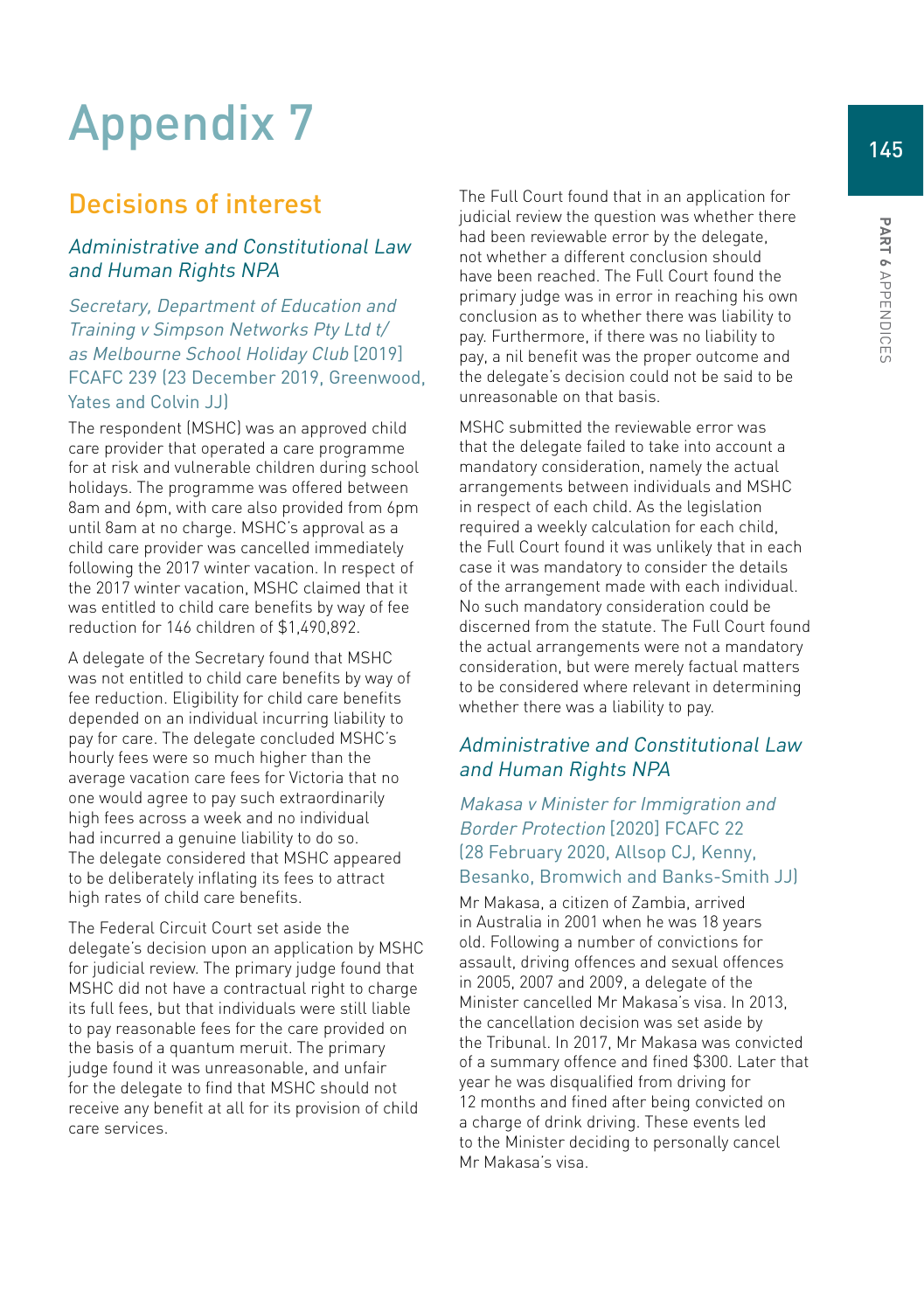# Appendix 7

## Decisions of interest

### *Administrative and Constitutional Law and Human Rights NPA*

#### *Secretary, Department of Education and Training v Simpson Networks Pty Ltd t/as Melbourne School Holiday Club* [2019] FCAFC 239 (23 December 2019, Greenwood, Yates and Colvin JJ)

The respondent (MSHC) was an approved child care provider that operated a care programme for at risk and vulnerable children during school holidays. The programme was offered between 8am and 6pm, with care also provided from 6pm until 8am at no charge. MSHC's approval as a child care provider was cancelled immediately following the 2017 winter vacation. In respect of the 2017 winter vacation, MSHC claimed that it was entitled to child care benefits by way of fee reduction for 146 children of $1,490,892.

A delegate of the Secretary found that MSHC was not entitled to child care benefits by way of fee reduction. Eligibility for child care benefits depended on an individual incurring liability to pay for care. The delegate concluded MSHC's hourly fees were so much higher than the average vacation care fees for Victoria that no one would agree to pay such extraordinarily high fees across a week and no individual had incurred a genuine liability to do so. The delegate considered that MSHC appeared to be deliberately inflating its fees to attract high rates of child care benefits.

The Federal Circuit Court set aside the delegate's decision upon an application by MSHC for judicial review. The primary judge found that MSHC did not have a contractual right to charge its full fees, but that individuals were still liable to pay reasonable fees for the care provided on the basis of a quantum meruit. The primary judge found it was unreasonable, and unfair for the delegate to find that MSHC should not receive any benefit at all for its provision of child care services.

The Full Court found that in an application for judicial review the question was whether there had been reviewable error by the delegate, not whether a different conclusion should have been reached. The Full Court found the primary judge was in error in reaching his own conclusion as to whether there was liability to pay. Furthermore, if there was no liability to pay, a nil benefit was the proper outcome and the delegate's decision could not be said to be unreasonable on that basis.

MSHC submitted the reviewable error was that the delegate failed to take into account a mandatory consideration, namely the actual arrangements between individuals and MSHC in respect of each child. As the legislation required a weekly calculation for each child, the Full Court found it was unlikely that in each case it was mandatory to consider the details of the arrangement made with each individual. No such mandatory consideration could be discerned from the statute. The Full Court found the actual arrangements were not a mandatory consideration, but were merely factual matters to be considered where relevant in determining whether there was a liability to pay.

### *Administrative and Constitutional Law and Human Rights NPA*

#### *Makasa v Minister for Immigration and Border Protection* [2020] FCAFC 22 (28 February 2020, Allsop CJ, Kenny, Besanko, Bromwich and Banks-Smith JJ)

Mr Makasa, a citizen of Zambia, arrived in Australia in 2001 when he was 18 years old. Following a number of convictions for assault, driving offences and sexual offences in 2005, 2007 and 2009, a delegate of the Minister cancelled Mr Makasa's visa. In 2013, the cancellation decision was set aside by the Tribunal. In 2017, Mr Makasa was convicted of a summary offence and fined $300. Later that year he was disqualified from driving for 12 months and fined after being convicted on a charge of drink driving. These events led to the Minister deciding to personally cancel Mr Makasa's visa.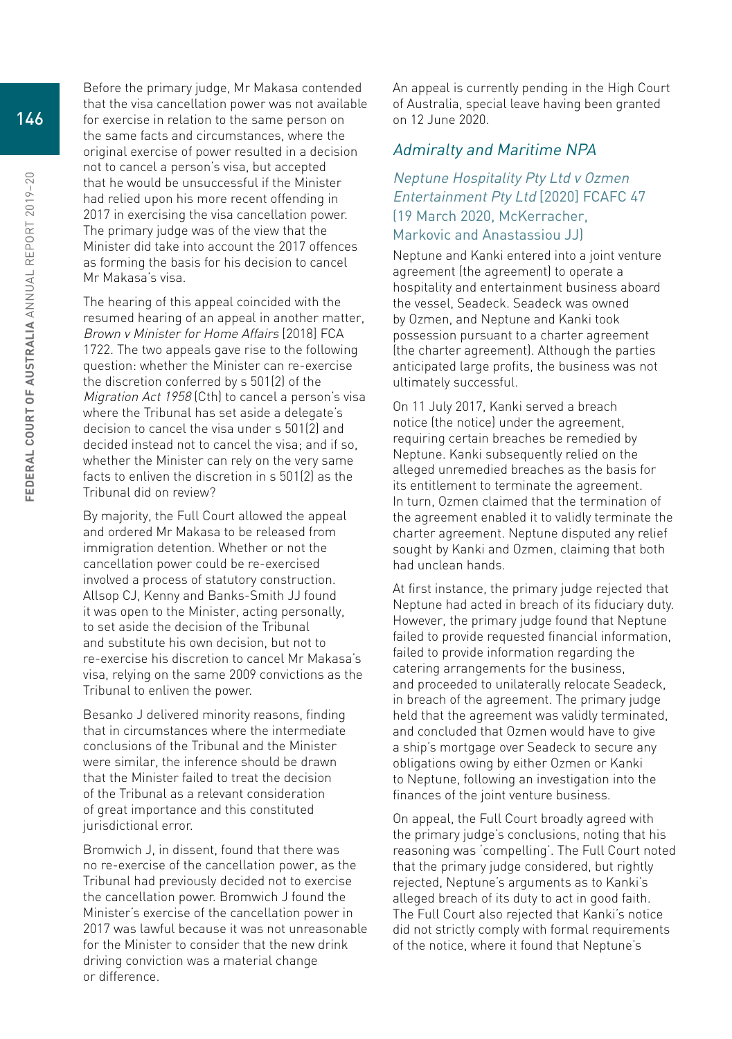Before the primary judge, Mr Makasa contended that the visa cancellation power was not available for exercise in relation to the same person on the same facts and circumstances, where the original exercise of power resulted in a decision not to cancel a person's visa, but accepted that he would be unsuccessful if the Minister had relied upon his more recent offending in 2017 in exercising the visa cancellation power. The primary judge was of the view that the Minister did take into account the 2017 offences as forming the basis for his decision to cancel Mr Makasa's visa.

The hearing of this appeal coincided with the resumed hearing of an appeal in another matter, *Brown v Minister for Home Affairs* [2018] FCA 1722. The two appeals gave rise to the following question: whether the Minister can re-exercise the discretion conferred by s 501(2) of the *Migration Act 1958* (Cth) to cancel a person's visa where the Tribunal has set aside a delegate's decision to cancel the visa under s 501(2) and decided instead not to cancel the visa; and if so, whether the Minister can rely on the very same facts to enliven the discretion in s 501(2) as the Tribunal did on review?

By majority, the Full Court allowed the appeal and ordered Mr Makasa to be released from immigration detention. Whether or not the cancellation power could be re-exercised involved a process of statutory construction. Allsop CJ, Kenny and Banks-Smith JJ found it was open to the Minister, acting personally, to set aside the decision of the Tribunal and substitute his own decision, but not to re-exercise his discretion to cancel Mr Makasa's visa, relying on the same 2009 convictions as the Tribunal to enliven the power.

Besanko J delivered minority reasons, finding that in circumstances where the intermediate conclusions of the Tribunal and the Minister were similar, the inference should be drawn that the Minister failed to treat the decision of the Tribunal as a relevant consideration of great importance and this constituted jurisdictional error.

Bromwich J, in dissent, found that there was no re-exercise of the cancellation power, as the Tribunal had previously decided not to exercise the cancellation power. Bromwich J found the Minister's exercise of the cancellation power in 2017 was lawful because it was not unreasonable for the Minister to consider that the new drink driving conviction was a material change or difference.

An appeal is currently pending in the High Court of Australia, special leave having been granted on 12 June 2020.

## *Admiralty and Maritime NPA*

### *Neptune Hospitality Pty Ltd v Ozmen Entertainment Pty Ltd* [2020] FCAFC 47 (19 March 2020, McKerracher, Markovic and Anastassiou JJ)

Neptune and Kanki entered into a joint venture agreement (the agreement) to operate a hospitality and entertainment business aboard the vessel, Seadeck. Seadeck was owned by Ozmen, and Neptune and Kanki took possession pursuant to a charter agreement (the charter agreement). Although the parties anticipated large profits, the business was not ultimately successful.

On 11 July 2017, Kanki served a breach notice (the notice) under the agreement, requiring certain breaches be remedied by Neptune. Kanki subsequently relied on the alleged unremedied breaches as the basis for its entitlement to terminate the agreement. In turn, Ozmen claimed that the termination of the agreement enabled it to validly terminate the charter agreement. Neptune disputed any relief sought by Kanki and Ozmen, claiming that both had unclean hands.

At first instance, the primary judge rejected that Neptune had acted in breach of its fiduciary duty. However, the primary judge found that Neptune failed to provide requested financial information, failed to provide information regarding the catering arrangements for the business, and proceeded to unilaterally relocate Seadeck, in breach of the agreement. The primary judge held that the agreement was validly terminated, and concluded that Ozmen would have to give a ship's mortgage over Seadeck to secure any obligations owing by either Ozmen or Kanki to Neptune, following an investigation into the finances of the joint venture business.

On appeal, the Full Court broadly agreed with the primary judge's conclusions, noting that his reasoning was 'compelling'. The Full Court noted that the primary judge considered, but rightly rejected, Neptune's arguments as to Kanki's alleged breach of its duty to act in good faith. The Full Court also rejected that Kanki's notice did not strictly comply with formal requirements of the notice, where it found that Neptune's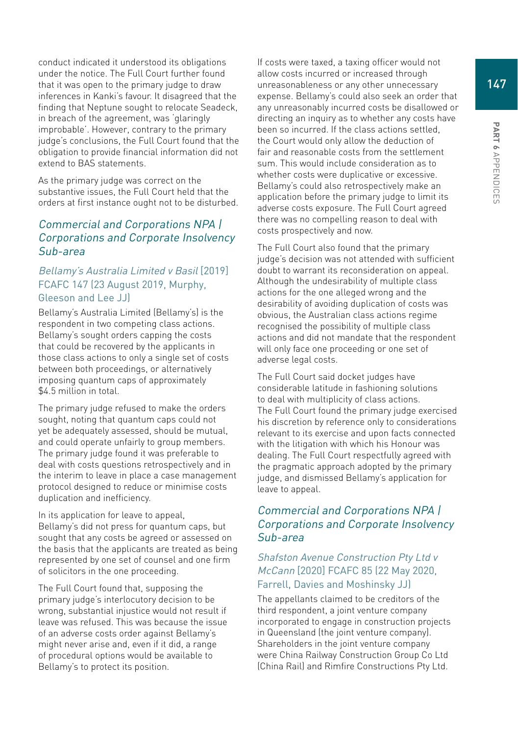conduct indicated it understood its obligations under the notice. The Full Court further found that it was open to the primary judge to draw inferences in Kanki's favour. It disagreed that the finding that Neptune sought to relocate Seadeck, in breach of the agreement, was 'glaringly improbable'. However, contrary to the primary judge's conclusions, the Full Court found that the obligation to provide financial information did not extend to BAS statements.

As the primary judge was correct on the substantive issues, the Full Court held that the orders at first instance ought not to be disturbed.

## *Commercial and Corporations NPA | Corporations and Corporate Insolvency Sub-area*

### *Bellamy's Australia Limited v Basil* [2019] FCAFC 147 (23 August 2019, Murphy, Gleeson and Lee JJ)

Bellamy's Australia Limited (Bellamy's) is the respondent in two competing class actions. Bellamy's sought orders capping the costs that could be recovered by the applicants in those class actions to only a single set of costs between both proceedings, or alternatively imposing quantum caps of approximately $4.5 million in total.

The primary judge refused to make the orders sought, noting that quantum caps could not yet be adequately assessed, should be mutual, and could operate unfairly to group members. The primary judge found it was preferable to deal with costs questions retrospectively and in the interim to leave in place a case management protocol designed to reduce or minimise costs duplication and inefficiency.

In its application for leave to appeal, Bellamy's did not press for quantum caps, but sought that any costs be agreed or assessed on the basis that the applicants are treated as being represented by one set of counsel and one firm of solicitors in the one proceeding.

The Full Court found that, supposing the primary judge's interlocutory decision to be wrong, substantial injustice would not result if leave was refused. This was because the issue of an adverse costs order against Bellamy's might never arise and, even if it did, a range of procedural options would be available to Bellamy's to protect its position.

If costs were taxed, a taxing officer would not allow costs incurred or increased through unreasonableness or any other unnecessary expense. Bellamy's could also seek an order that any unreasonably incurred costs be disallowed or directing an inquiry as to whether any costs have been so incurred. If the class actions settled, the Court would only allow the deduction of fair and reasonable costs from the settlement sum. This would include consideration as to whether costs were duplicative or excessive. Bellamy's could also retrospectively make an application before the primary judge to limit its adverse costs exposure. The Full Court agreed there was no compelling reason to deal with costs prospectively and now.

The Full Court also found that the primary judge's decision was not attended with sufficient doubt to warrant its reconsideration on appeal. Although the undesirability of multiple class actions for the one alleged wrong and the desirability of avoiding duplication of costs was obvious, the Australian class actions regime recognised the possibility of multiple class actions and did not mandate that the respondent will only face one proceeding or one set of adverse legal costs.

The Full Court said docket judges have considerable latitude in fashioning solutions to deal with multiplicity of class actions. The Full Court found the primary judge exercised his discretion by reference only to considerations relevant to its exercise and upon facts connected with the litigation with which his Honour was dealing. The Full Court respectfully agreed with the pragmatic approach adopted by the primary judge, and dismissed Bellamy's application for leave to appeal.

## *Commercial and Corporations NPA | Corporations and Corporate Insolvency Sub-area*

### *Shafston Avenue Construction Pty Ltd v McCann* [2020] FCAFC 85 (22 May 2020, Farrell, Davies and Moshinsky JJ)

The appellants claimed to be creditors of the third respondent, a joint venture company incorporated to engage in construction projects in Queensland (the joint venture company). Shareholders in the joint venture company were China Railway Construction Group Co Ltd (China Rail) and Rimfire Constructions Pty Ltd.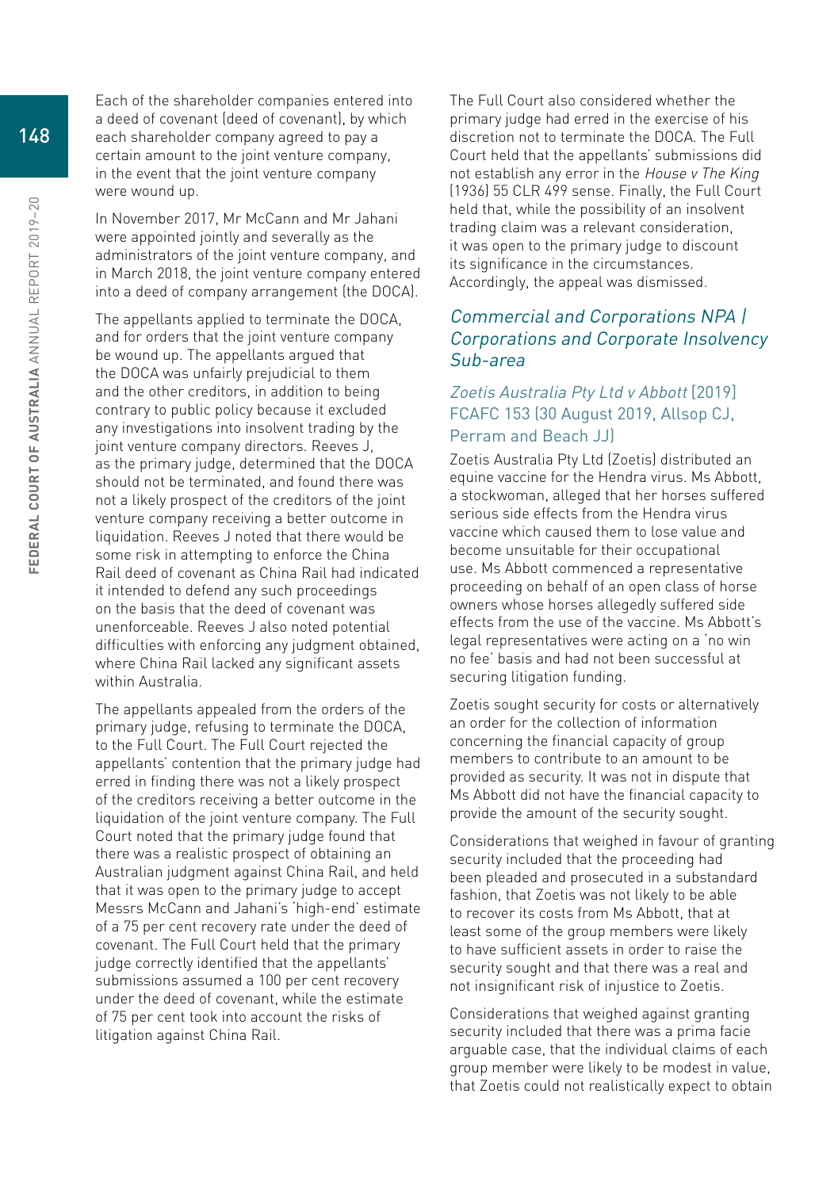Each of the shareholder companies entered into a deed of covenant (deed of covenant), by which each shareholder company agreed to pay a certain amount to the joint venture company, in the event that the joint venture company were wound up.

In November 2017, Mr McCann and Mr Jahani were appointed jointly and severally as the administrators of the joint venture company, and in March 2018, the joint venture company entered into a deed of company arrangement (the DOCA).

The appellants applied to terminate the DOCA, and for orders that the joint venture company be wound up. The appellants argued that the DOCA was unfairly prejudicial to them and the other creditors, in addition to being contrary to public policy because it excluded any investigations into insolvent trading by the joint venture company directors. Reeves J, as the primary judge, determined that the DOCA should not be terminated, and found there was not a likely prospect of the creditors of the joint venture company receiving a better outcome in liquidation. Reeves J noted that there would be some risk in attempting to enforce the China Rail deed of covenant as China Rail had indicated it intended to defend any such proceedings on the basis that the deed of covenant was unenforceable. Reeves J also noted potential difficulties with enforcing any judgment obtained, where China Rail lacked any significant assets within Australia.

The appellants appealed from the orders of the primary judge, refusing to terminate the DOCA, to the Full Court. The Full Court rejected the appellants' contention that the primary judge had erred in finding there was not a likely prospect of the creditors receiving a better outcome in the liquidation of the joint venture company. The Full Court noted that the primary judge found that there was a realistic prospect of obtaining an Australian judgment against China Rail, and held that it was open to the primary judge to accept Messrs McCann and Jahani's 'high-end' estimate of a 75 per cent recovery rate under the deed of covenant. The Full Court held that the primary judge correctly identified that the appellants' submissions assumed a 100 per cent recovery under the deed of covenant, while the estimate of 75 per cent took into account the risks of litigation against China Rail.

The Full Court also considered whether the primary judge had erred in the exercise of his discretion not to terminate the DOCA. The Full Court held that the appellants' submissions did not establish any error in the *House v The King* (1936) 55 CLR 499 sense. Finally, the Full Court held that, while the possibility of an insolvent trading claim was a relevant consideration, it was open to the primary judge to discount its significance in the circumstances. Accordingly, the appeal was dismissed.

## *Commercial and Corporations NPA | Corporations and Corporate Insolvency Sub-area*

### *Zoetis Australia Pty Ltd v Abbott* [2019] FCAFC 153 (30 August 2019, Allsop CJ, Perram and Beach JJ)

Zoetis Australia Pty Ltd (Zoetis) distributed an equine vaccine for the Hendra virus. Ms Abbott, a stockwoman, alleged that her horses suffered serious side effects from the Hendra virus vaccine which caused them to lose value and become unsuitable for their occupational use. Ms Abbott commenced a representative proceeding on behalf of an open class of horse owners whose horses allegedly suffered side effects from the use of the vaccine. Ms Abbott's legal representatives were acting on a 'no win no fee' basis and had not been successful at securing litigation funding.

Zoetis sought security for costs or alternatively an order for the collection of information concerning the financial capacity of group members to contribute to an amount to be provided as security. It was not in dispute that Ms Abbott did not have the financial capacity to provide the amount of the security sought.

Considerations that weighed in favour of granting security included that the proceeding had been pleaded and prosecuted in a substandard fashion, that Zoetis was not likely to be able to recover its costs from Ms Abbott, that at least some of the group members were likely to have sufficient assets in order to raise the security sought and that there was a real and not insignificant risk of injustice to Zoetis.

Considerations that weighed against granting security included that there was a prima facie arguable case, that the individual claims of each group member were likely to be modest in value, that Zoetis could not realistically expect to obtain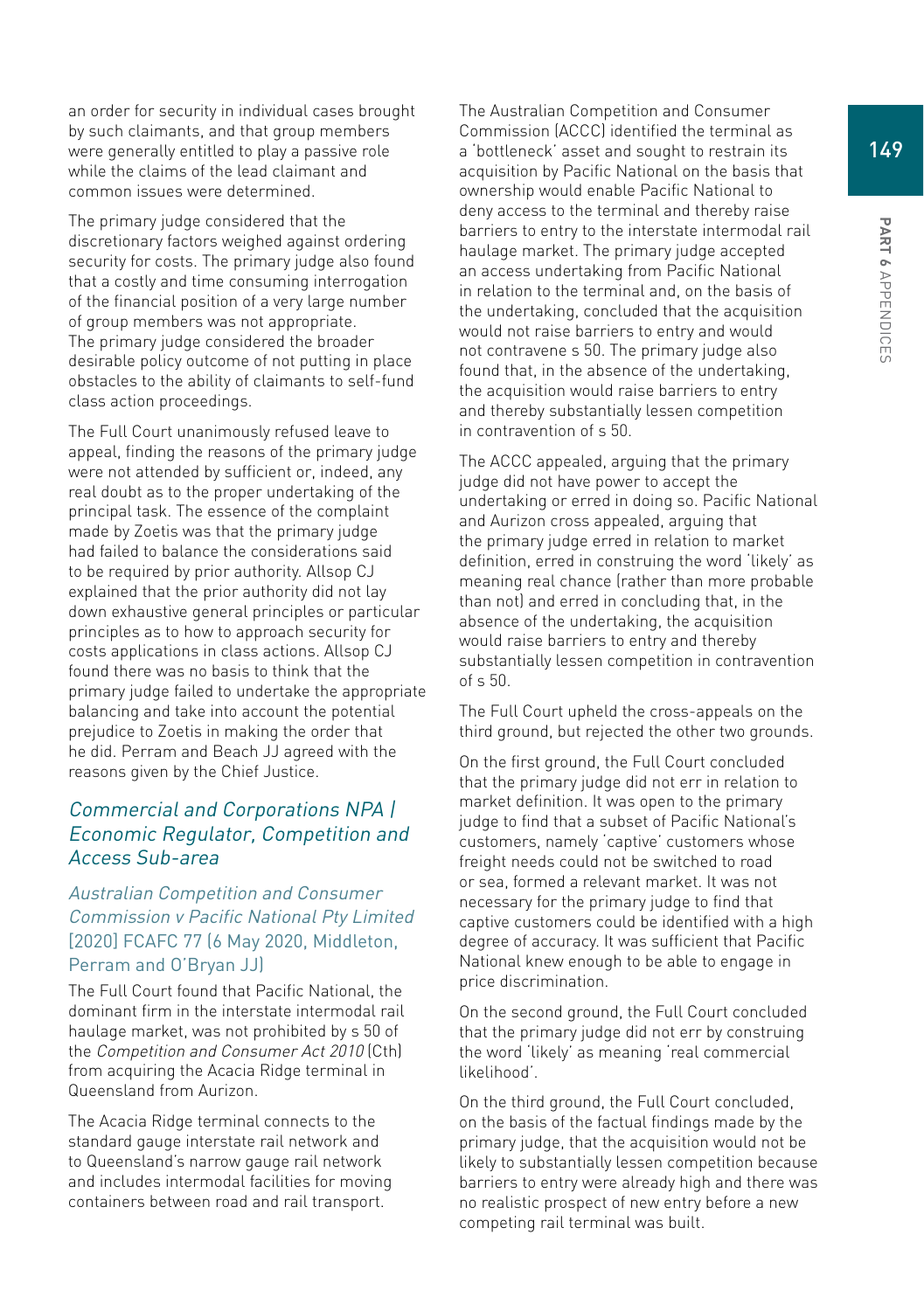an order for security in individual cases brought by such claimants, and that group members were generally entitled to play a passive role while the claims of the lead claimant and common issues were determined.

The primary judge considered that the discretionary factors weighed against ordering security for costs. The primary judge also found that a costly and time consuming interrogation of the financial position of a very large number of group members was not appropriate. The primary judge considered the broader desirable policy outcome of not putting in place obstacles to the ability of claimants to self-fund class action proceedings.

The Full Court unanimously refused leave to appeal, finding the reasons of the primary judge were not attended by sufficient or, indeed, any real doubt as to the proper undertaking of the principal task. The essence of the complaint made by Zoetis was that the primary judge had failed to balance the considerations said to be required by prior authority. Allsop CJ explained that the prior authority did not lay down exhaustive general principles or particular principles as to how to approach security for costs applications in class actions. Allsop CJ found there was no basis to think that the primary judge failed to undertake the appropriate balancing and take into account the potential prejudice to Zoetis in making the order that he did. Perram and Beach JJ agreed with the reasons given by the Chief Justice.

### *Commercial and Corporations NPA | Economic Regulator, Competition and Access Sub-area*

#### *Australian Competition and Consumer Commission v Pacific National Pty Limited* [2020] FCAFC 77 (6 May 2020, Middleton, Perram and O'Bryan JJ)

The Full Court found that Pacific National, the dominant firm in the interstate intermodal rail haulage market, was not prohibited by s 50 of the *Competition and Consumer Act 2010* (Cth) from acquiring the Acacia Ridge terminal in Queensland from Aurizon.

The Acacia Ridge terminal connects to the standard gauge interstate rail network and to Queensland's narrow gauge rail network and includes intermodal facilities for moving containers between road and rail transport.

The Australian Competition and Consumer Commission (ACCC) identified the terminal as a 'bottleneck' asset and sought to restrain its acquisition by Pacific National on the basis that ownership would enable Pacific National to deny access to the terminal and thereby raise barriers to entry to the interstate intermodal rail haulage market. The primary judge accepted an access undertaking from Pacific National in relation to the terminal and, on the basis of the undertaking, concluded that the acquisition would not raise barriers to entry and would not contravene s 50. The primary judge also found that, in the absence of the undertaking, the acquisition would raise barriers to entry and thereby substantially lessen competition in contravention of s 50.

The ACCC appealed, arguing that the primary judge did not have power to accept the undertaking or erred in doing so. Pacific National and Aurizon cross appealed, arguing that the primary judge erred in relation to market definition, erred in construing the word 'likely' as meaning real chance (rather than more probable than not) and erred in concluding that, in the absence of the undertaking, the acquisition would raise barriers to entry and thereby substantially lessen competition in contravention of s 50.

The Full Court upheld the cross-appeals on the third ground, but rejected the other two grounds.

On the first ground, the Full Court concluded that the primary judge did not err in relation to market definition. It was open to the primary judge to find that a subset of Pacific National's customers, namely 'captive' customers whose freight needs could not be switched to road or sea, formed a relevant market. It was not necessary for the primary judge to find that captive customers could be identified with a high degree of accuracy. It was sufficient that Pacific National knew enough to be able to engage in price discrimination.

On the second ground, the Full Court concluded that the primary judge did not err by construing the word 'likely' as meaning 'real commercial likelihood'.

On the third ground, the Full Court concluded, on the basis of the factual findings made by the primary judge, that the acquisition would not be likely to substantially lessen competition because barriers to entry were already high and there was no realistic prospect of new entry before a new competing rail terminal was built.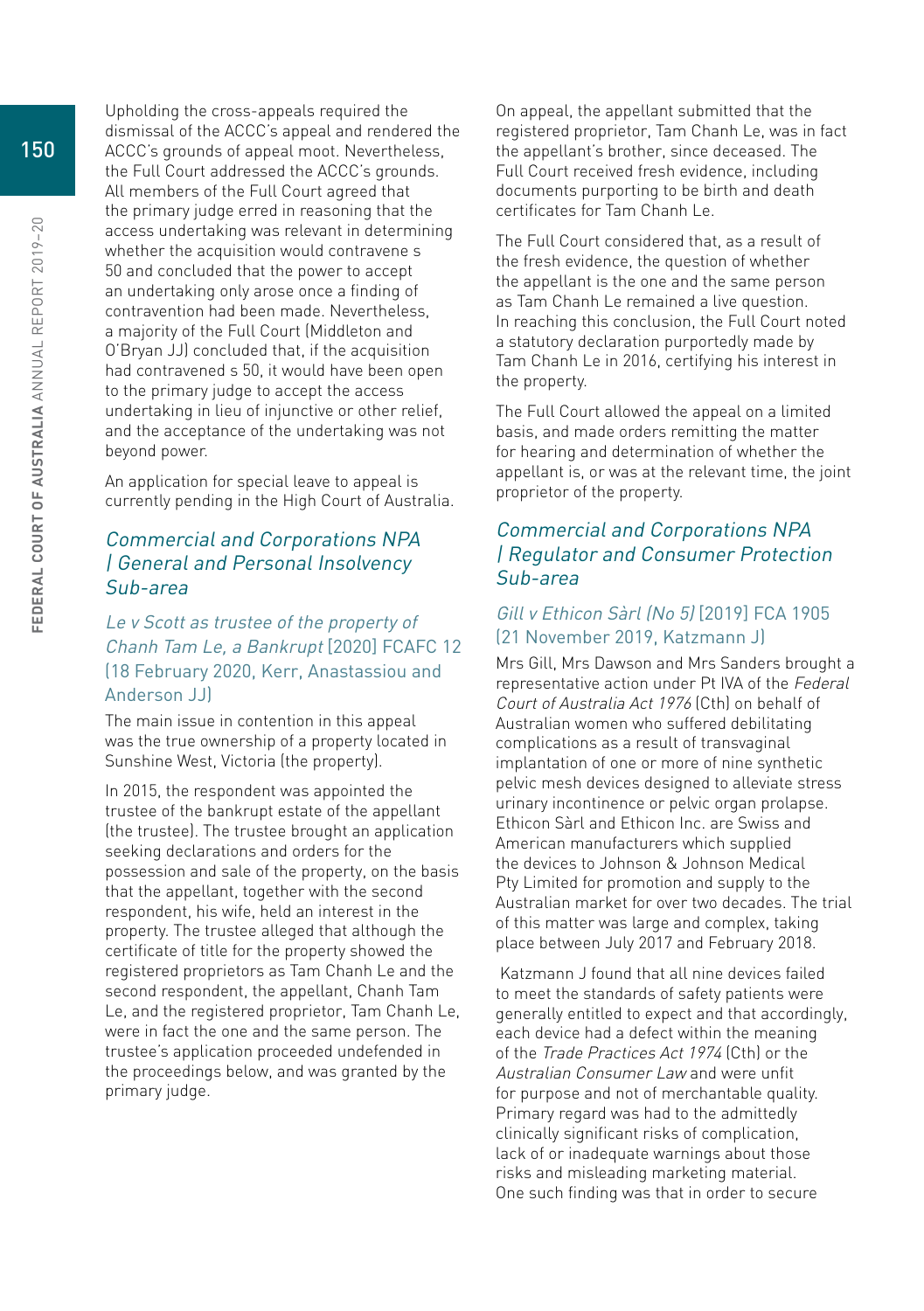Upholding the cross-appeals required the dismissal of the ACCC's appeal and rendered the ACCC's grounds of appeal moot. Nevertheless, the Full Court addressed the ACCC's grounds. All members of the Full Court agreed that the primary judge erred in reasoning that the access undertaking was relevant in determining whether the acquisition would contravene s 50 and concluded that the power to accept an undertaking only arose once a finding of contravention had been made. Nevertheless, a majority of the Full Court (Middleton and O'Bryan JJ) concluded that, if the acquisition had contravened s 50, it would have been open to the primary judge to accept the access undertaking in lieu of injunctive or other relief, and the acceptance of the undertaking was not beyond power.

An application for special leave to appeal is currently pending in the High Court of Australia.

## *Commercial and Corporations NPA | General and Personal Insolvency Sub-area*

### *Le v Scott as trustee of the property of Chanh Tam Le, a Bankrupt* [2020] FCAFC 12 (18 February 2020, Kerr, Anastassiou and Anderson JJ)

The main issue in contention in this appeal was the true ownership of a property located in Sunshine West, Victoria (the property).

In 2015, the respondent was appointed the trustee of the bankrupt estate of the appellant (the trustee). The trustee brought an application seeking declarations and orders for the possession and sale of the property, on the basis that the appellant, together with the second respondent, his wife, held an interest in the property. The trustee alleged that although the certificate of title for the property showed the registered proprietors as Tam Chanh Le and the second respondent, the appellant, Chanh Tam Le, and the registered proprietor, Tam Chanh Le, were in fact the one and the same person. The trustee's application proceeded undefended in the proceedings below, and was granted by the primary judge.

On appeal, the appellant submitted that the registered proprietor, Tam Chanh Le, was in fact the appellant's brother, since deceased. The Full Court received fresh evidence, including documents purporting to be birth and death certificates for Tam Chanh Le.

The Full Court considered that, as a result of the fresh evidence, the question of whether the appellant is the one and the same person as Tam Chanh Le remained a live question. In reaching this conclusion, the Full Court noted a statutory declaration purportedly made by Tam Chanh Le in 2016, certifying his interest in the property.

The Full Court allowed the appeal on a limited basis, and made orders remitting the matter for hearing and determination of whether the appellant is, or was at the relevant time, the joint proprietor of the property.

## *Commercial and Corporations NPA | Regulator and Consumer Protection Sub-area*

### *Gill v Ethicon Sàrl (No 5)* [2019] FCA 1905 (21 November 2019, Katzmann J)

Mrs Gill, Mrs Dawson and Mrs Sanders brought a representative action under Pt IVA of the *Federal Court of Australia Act 1976* (Cth) on behalf of Australian women who suffered debilitating complications as a result of transvaginal implantation of one or more of nine synthetic pelvic mesh devices designed to alleviate stress urinary incontinence or pelvic organ prolapse. Ethicon Sàrl and Ethicon Inc. are Swiss and American manufacturers which supplied the devices to Johnson & Johnson Medical Pty Limited for promotion and supply to the Australian market for over two decades. The trial of this matter was large and complex, taking place between July 2017 and February 2018.

Katzmann J found that all nine devices failed to meet the standards of safety patients were generally entitled to expect and that accordingly, each device had a defect within the meaning of the *Trade Practices Act 1974* (Cth) or the *Australian Consumer Law* and were unfit for purpose and not of merchantable quality. Primary regard was had to the admittedly clinically significant risks of complication, lack of or inadequate warnings about those risks and misleading marketing material. One such finding was that in order to secure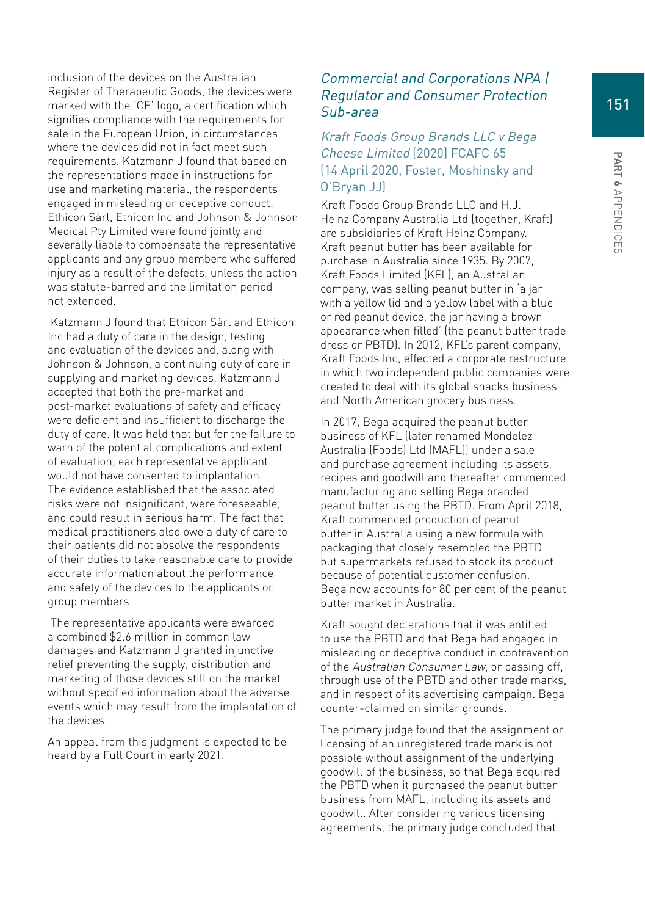inclusion of the devices on the Australian Register of Therapeutic Goods, the devices were marked with the 'CE' logo, a certification which signifies compliance with the requirements for sale in the European Union, in circumstances where the devices did not in fact meet such requirements. Katzmann J found that based on the representations made in instructions for use and marketing material, the respondents engaged in misleading or deceptive conduct. Ethicon Sàrl, Ethicon Inc and Johnson & Johnson Medical Pty Limited were found jointly and severally liable to compensate the representative applicants and any group members who suffered injury as a result of the defects, unless the action was statute-barred and the limitation period not extended.

Katzmann J found that Ethicon Sàrl and Ethicon Inc had a duty of care in the design, testing and evaluation of the devices and, along with Johnson & Johnson, a continuing duty of care in supplying and marketing devices. Katzmann J accepted that both the pre-market and post-market evaluations of safety and efficacy were deficient and insufficient to discharge the duty of care. It was held that but for the failure to warn of the potential complications and extent of evaluation, each representative applicant would not have consented to implantation. The evidence established that the associated risks were not insignificant, were foreseeable, and could result in serious harm. The fact that medical practitioners also owe a duty of care to their patients did not absolve the respondents of their duties to take reasonable care to provide accurate information about the performance and safety of the devices to the applicants or group members.

The representative applicants were awarded a combined $2.6 million in common law damages and Katzmann J granted injunctive relief preventing the supply, distribution and marketing of those devices still on the market without specified information about the adverse events which may result from the implantation of the devices.

An appeal from this judgment is expected to be heard by a Full Court in early 2021.

## *Commercial and Corporations NPA | Regulator and Consumer Protection Sub-area*

### *Kraft Foods Group Brands LLC v Bega Cheese Limited* [2020] FCAFC 65 (14 April 2020, Foster, Moshinsky and O'Bryan JJ)

Kraft Foods Group Brands LLC and H.J. Heinz Company Australia Ltd (together, Kraft) are subsidiaries of Kraft Heinz Company. Kraft peanut butter has been available for purchase in Australia since 1935. By 2007, Kraft Foods Limited (KFL), an Australian company, was selling peanut butter in 'a jar with a yellow lid and a yellow label with a blue or red peanut device, the jar having a brown appearance when filled' (the peanut butter trade dress or PBTD). In 2012, KFL's parent company, Kraft Foods Inc, effected a corporate restructure in which two independent public companies were created to deal with its global snacks business and North American grocery business.

In 2017, Bega acquired the peanut butter business of KFL (later renamed Mondelez Australia (Foods) Ltd (MAFL)) under a sale and purchase agreement including its assets, recipes and goodwill and thereafter commenced manufacturing and selling Bega branded peanut butter using the PBTD. From April 2018, Kraft commenced production of peanut butter in Australia using a new formula with packaging that closely resembled the PBTD but supermarkets refused to stock its product because of potential customer confusion. Bega now accounts for 80 per cent of the peanut butter market in Australia.

Kraft sought declarations that it was entitled to use the PBTD and that Bega had engaged in misleading or deceptive conduct in contravention of the *Australian Consumer Law*, or passing off, through use of the PBTD and other trade marks, and in respect of its advertising campaign. Bega counter-claimed on similar grounds.

The primary judge found that the assignment or licensing of an unregistered trade mark is not possible without assignment of the underlying goodwill of the business, so that Bega acquired the PBTD when it purchased the peanut butter business from MAFL, including its assets and goodwill. After considering various licensing agreements, the primary judge concluded that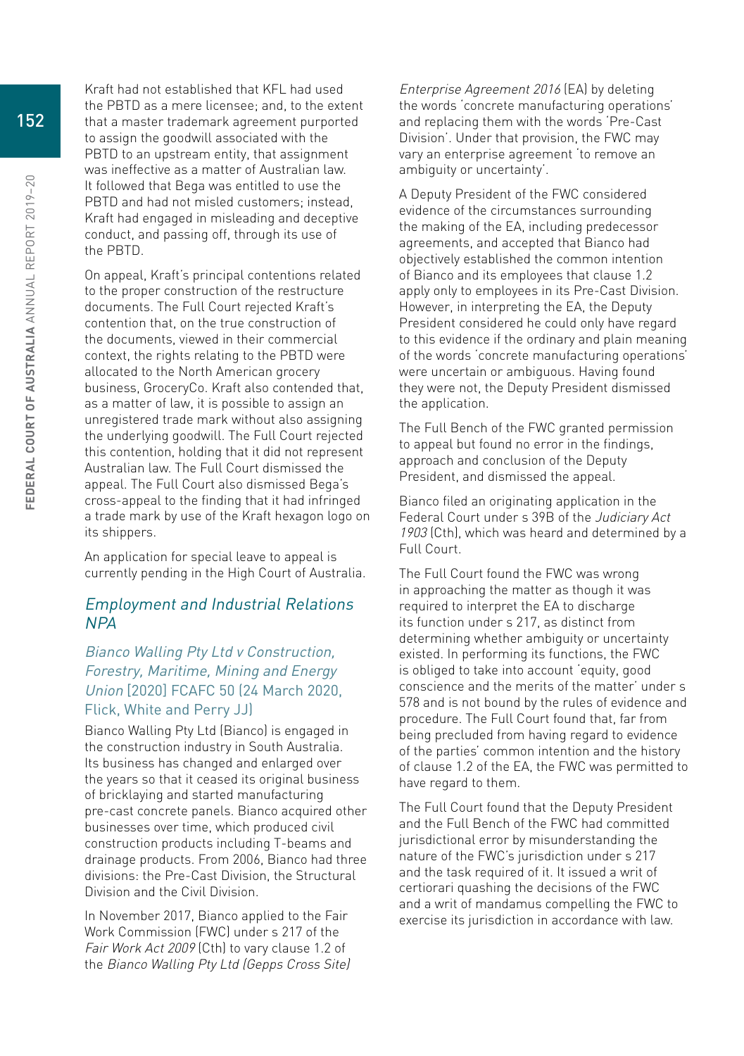Kraft had not established that KFL had used the PBTD as a mere licensee; and, to the extent that a master trademark agreement purported to assign the goodwill associated with the PBTD to an upstream entity, that assignment was ineffective as a matter of Australian law. It followed that Bega was entitled to use the PBTD and had not misled customers; instead, Kraft had engaged in misleading and deceptive conduct, and passing off, through its use of the PBTD.

On appeal, Kraft's principal contentions related to the proper construction of the restructure documents. The Full Court rejected Kraft's contention that, on the true construction of the documents, viewed in their commercial context, the rights relating to the PBTD were allocated to the North American grocery business, GroceryCo. Kraft also contended that, as a matter of law, it is possible to assign an unregistered trade mark without also assigning the underlying goodwill. The Full Court rejected this contention, holding that it did not represent Australian law. The Full Court dismissed the appeal. The Full Court also dismissed Bega's cross-appeal to the finding that it had infringed a trade mark by use of the Kraft hexagon logo on its shippers.

An application for special leave to appeal is currently pending in the High Court of Australia.

## *Employment and Industrial Relations NPA*

### *Bianco Walling Pty Ltd v Construction, Forestry, Maritime, Mining and Energy Union* [2020] FCAFC 50 (24 March 2020, Flick, White and Perry JJ)

Bianco Walling Pty Ltd (Bianco) is engaged in the construction industry in South Australia. Its business has changed and enlarged over the years so that it ceased its original business of bricklaying and started manufacturing pre-cast concrete panels. Bianco acquired other businesses over time, which produced civil construction products including T-beams and drainage products. From 2006, Bianco had three divisions: the Pre-Cast Division, the Structural Division and the Civil Division.

In November 2017, Bianco applied to the Fair Work Commission (FWC) under s 217 of the *Fair Work Act 2009* (Cth) to vary clause 1.2 of the *Bianco Walling Pty Ltd (Gepps Cross Site) Enterprise Agreement 2016* (EA) by deleting the words 'concrete manufacturing operations' and replacing them with the words 'Pre-Cast Division'. Under that provision, the FWC may vary an enterprise agreement 'to remove an ambiguity or uncertainty'.

A Deputy President of the FWC considered evidence of the circumstances surrounding the making of the EA, including predecessor agreements, and accepted that Bianco had objectively established the common intention of Bianco and its employees that clause 1.2 apply only to employees in its Pre-Cast Division. However, in interpreting the EA, the Deputy President considered he could only have regard to this evidence if the ordinary and plain meaning of the words 'concrete manufacturing operations' were uncertain or ambiguous. Having found they were not, the Deputy President dismissed the application.

The Full Bench of the FWC granted permission to appeal but found no error in the findings, approach and conclusion of the Deputy President, and dismissed the appeal.

Bianco filed an originating application in the Federal Court under s 39B of the *Judiciary Act 1903* (Cth), which was heard and determined by a Full Court.

The Full Court found the FWC was wrong in approaching the matter as though it was required to interpret the EA to discharge its function under s 217, as distinct from determining whether ambiguity or uncertainty existed. In performing its functions, the FWC is obliged to take into account 'equity, good conscience and the merits of the matter' under s 578 and is not bound by the rules of evidence and procedure. The Full Court found that, far from being precluded from having regard to evidence of the parties' common intention and the history of clause 1.2 of the EA, the FWC was permitted to have regard to them.

The Full Court found that the Deputy President and the Full Bench of the FWC had committed jurisdictional error by misunderstanding the nature of the FWC's jurisdiction under s 217 and the task required of it. It issued a writ of certiorari quashing the decisions of the FWC and a writ of mandamus compelling the FWC to exercise its jurisdiction in accordance with law.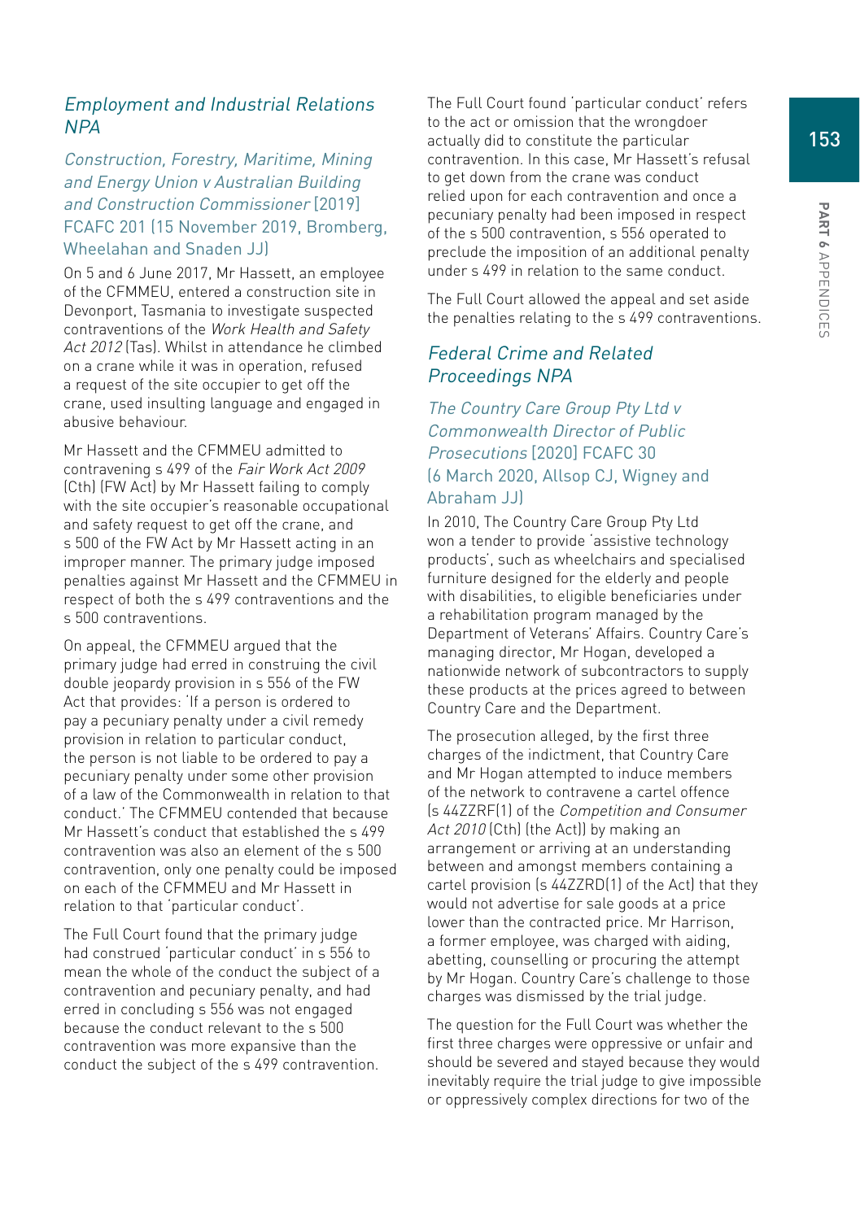## *Employment and Industrial Relations NPA*

### *Construction, Forestry, Maritime, Mining and Energy Union v Australian Building and Construction Commissioner* [2019] FCAFC 201 (15 November 2019, Bromberg, Wheelahan and Snaden JJ)

On 5 and 6 June 2017, Mr Hassett, an employee of the CFMMEU, entered a construction site in Devonport, Tasmania to investigate suspected contraventions of the *Work Health and Safety Act 2012* (Tas). Whilst in attendance he climbed on a crane while it was in operation, refused a request of the site occupier to get off the crane, used insulting language and engaged in abusive behaviour.

Mr Hassett and the CFMMEU admitted to contravening s 499 of the *Fair Work Act 2009* (Cth) (FW Act) by Mr Hassett failing to comply with the site occupier's reasonable occupational and safety request to get off the crane, and s 500 of the FW Act by Mr Hassett acting in an improper manner. The primary judge imposed penalties against Mr Hassett and the CFMMEU in respect of both the s 499 contraventions and the s 500 contraventions.

On appeal, the CFMMEU argued that the primary judge had erred in construing the civil double jeopardy provision in s 556 of the FW Act that provides: 'If a person is ordered to pay a pecuniary penalty under a civil remedy provision in relation to particular conduct, the person is not liable to be ordered to pay a pecuniary penalty under some other provision of a law of the Commonwealth in relation to that conduct.' The CFMMEU contended that because Mr Hassett's conduct that established the s 499 contravention was also an element of the s 500 contravention, only one penalty could be imposed on each of the CFMMEU and Mr Hassett in relation to that 'particular conduct'.

The Full Court found that the primary judge had construed 'particular conduct' in s 556 to mean the whole of the conduct the subject of a contravention and pecuniary penalty, and had erred in concluding s 556 was not engaged because the conduct relevant to the s 500 contravention was more expansive than the conduct the subject of the s 499 contravention.

The Full Court found 'particular conduct' refers to the act or omission that the wrongdoer actually did to constitute the particular contravention. In this case, Mr Hassett's refusal to get down from the crane was conduct relied upon for each contravention and once a pecuniary penalty had been imposed in respect of the s 500 contravention, s 556 operated to preclude the imposition of an additional penalty under s 499 in relation to the same conduct.

The Full Court allowed the appeal and set aside the penalties relating to the s 499 contraventions.

## *Federal Crime and Related Proceedings NPA*

### *The Country Care Group Pty Ltd v Commonwealth Director of Public Prosecutions* [2020] FCAFC 30 (6 March 2020, Allsop CJ, Wigney and Abraham JJ)

In 2010, The Country Care Group Pty Ltd won a tender to provide 'assistive technology products', such as wheelchairs and specialised furniture designed for the elderly and people with disabilities, to eligible beneficiaries under a rehabilitation program managed by the Department of Veterans' Affairs. Country Care's managing director, Mr Hogan, developed a nationwide network of subcontractors to supply these products at the prices agreed to between Country Care and the Department.

The prosecution alleged, by the first three charges of the indictment, that Country Care and Mr Hogan attempted to induce members of the network to contravene a cartel offence (s 44ZZRF(1) of the *Competition and Consumer Act 2010* (Cth) (the Act)) by making an arrangement or arriving at an understanding between and amongst members containing a cartel provision (s 44ZZRD(1) of the Act) that they would not advertise for sale goods at a price lower than the contracted price. Mr Harrison, a former employee, was charged with aiding, abetting, counselling or procuring the attempt by Mr Hogan. Country Care's challenge to those charges was dismissed by the trial judge.

The question for the Full Court was whether the first three charges were oppressive or unfair and should be severed and stayed because they would inevitably require the trial judge to give impossible or oppressively complex directions for two of the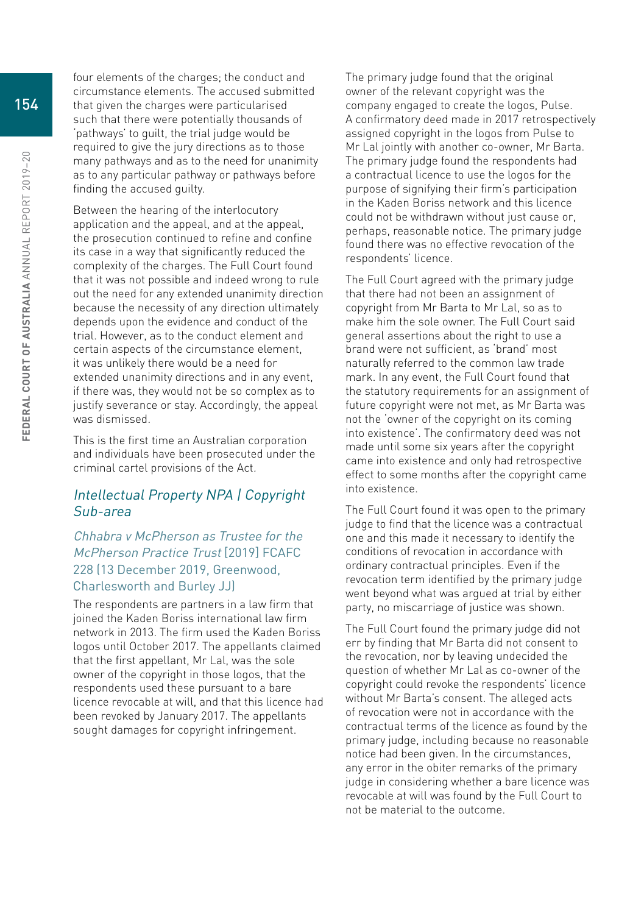four elements of the charges; the conduct and circumstance elements. The accused submitted that given the charges were particularised such that there were potentially thousands of 'pathways' to guilt, the trial judge would be required to give the jury directions as to those many pathways and as to the need for unanimity as to any particular pathway or pathways before finding the accused guilty.

Between the hearing of the interlocutory application and the appeal, and at the appeal, the prosecution continued to refine and confine its case in a way that significantly reduced the complexity of the charges. The Full Court found that it was not possible and indeed wrong to rule out the need for any extended unanimity direction because the necessity of any direction ultimately depends upon the evidence and conduct of the trial. However, as to the conduct element and certain aspects of the circumstance element, it was unlikely there would be a need for extended unanimity directions and in any event, if there was, they would not be so complex as to justify severance or stay. Accordingly, the appeal was dismissed.

This is the first time an Australian corporation and individuals have been prosecuted under the criminal cartel provisions of the Act.

## *Intellectual Property NPA | Copyright Sub-area*

### *Chhabra v McPherson as Trustee for the McPherson Practice Trust* [2019] FCAFC 228 (13 December 2019, Greenwood, Charlesworth and Burley JJ)

The respondents are partners in a law firm that joined the Kaden Boriss international law firm network in 2013. The firm used the Kaden Boriss logos until October 2017. The appellants claimed that the first appellant, Mr Lal, was the sole owner of the copyright in those logos, that the respondents used these pursuant to a bare licence revocable at will, and that this licence had been revoked by January 2017. The appellants sought damages for copyright infringement.

The primary judge found that the original owner of the relevant copyright was the company engaged to create the logos, Pulse. A confirmatory deed made in 2017 retrospectively assigned copyright in the logos from Pulse to Mr Lal jointly with another co-owner, Mr Barta. The primary judge found the respondents had a contractual licence to use the logos for the purpose of signifying their firm's participation in the Kaden Boriss network and this licence could not be withdrawn without just cause or, perhaps, reasonable notice. The primary judge found there was no effective revocation of the respondents' licence.

The Full Court agreed with the primary judge that there had not been an assignment of copyright from Mr Barta to Mr Lal, so as to make him the sole owner. The Full Court said general assertions about the right to use a brand were not sufficient, as 'brand' most naturally referred to the common law trade mark. In any event, the Full Court found that the statutory requirements for an assignment of future copyright were not met, as Mr Barta was not the 'owner of the copyright on its coming into existence'. The confirmatory deed was not made until some six years after the copyright came into existence and only had retrospective effect to some months after the copyright came into existence.

The Full Court found it was open to the primary judge to find that the licence was a contractual one and this made it necessary to identify the conditions of revocation in accordance with ordinary contractual principles. Even if the revocation term identified by the primary judge went beyond what was argued at trial by either party, no miscarriage of justice was shown.

The Full Court found the primary judge did not err by finding that Mr Barta did not consent to the revocation, nor by leaving undecided the question of whether Mr Lal as co-owner of the copyright could revoke the respondents' licence without Mr Barta's consent. The alleged acts of revocation were not in accordance with the contractual terms of the licence as found by the primary judge, including because no reasonable notice had been given. In the circumstances, any error in the obiter remarks of the primary judge in considering whether a bare licence was revocable at will was found by the Full Court to not be material to the outcome.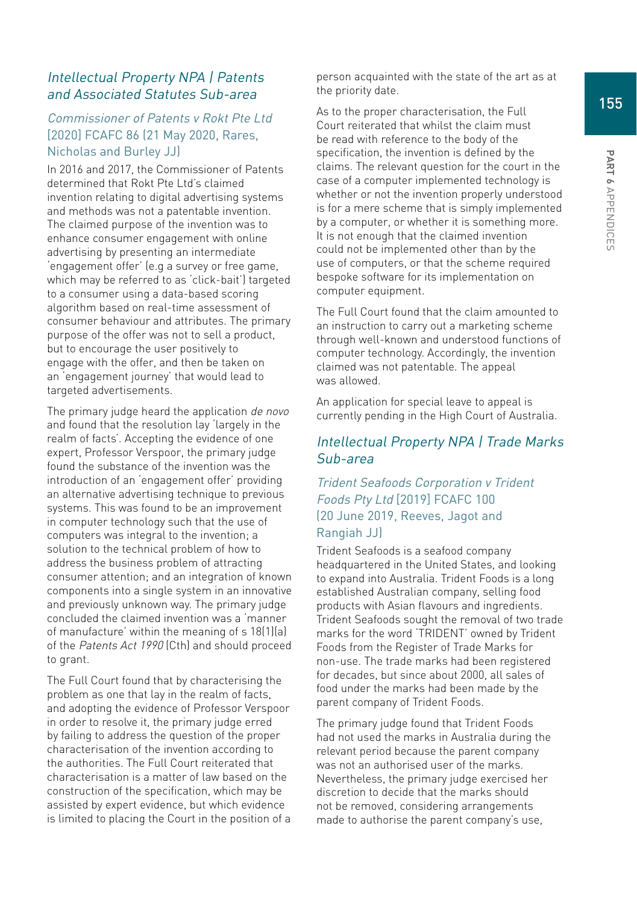## *Intellectual Property NPA | Patents and Associated Statutes Sub-area*

### *Commissioner of Patents v Rokt Pte Ltd* [2020] FCAFC 86 (21 May 2020, Rares, Nicholas and Burley JJ)

In 2016 and 2017, the Commissioner of Patents determined that Rokt Pte Ltd's claimed invention relating to digital advertising systems and methods was not a patentable invention. The claimed purpose of the invention was to enhance consumer engagement with online advertising by presenting an intermediate 'engagement offer' (e.g a survey or free game, which may be referred to as 'click-bait') targeted to a consumer using a data-based scoring algorithm based on real-time assessment of consumer behaviour and attributes. The primary purpose of the offer was not to sell a product, but to encourage the user positively to engage with the offer, and then be taken on an 'engagement journey' that would lead to targeted advertisements.

The primary judge heard the application *de novo* and found that the resolution lay 'largely in the realm of facts'. Accepting the evidence of one expert, Professor Verspoor, the primary judge found the substance of the invention was the introduction of an 'engagement offer' providing an alternative advertising technique to previous systems. This was found to be an improvement in computer technology such that the use of computers was integral to the invention; a solution to the technical problem of how to address the business problem of attracting consumer attention; and an integration of known components into a single system in an innovative and previously unknown way. The primary judge concluded the claimed invention was a 'manner of manufacture' within the meaning of s 18(1)(a) of the *Patents Act 1990* (Cth) and should proceed to grant.

The Full Court found that by characterising the problem as one that lay in the realm of facts, and adopting the evidence of Professor Verspoor in order to resolve it, the primary judge erred by failing to address the question of the proper characterisation of the invention according to the authorities. The Full Court reiterated that characterisation is a matter of law based on the construction of the specification, which may be assisted by expert evidence, but which evidence is limited to placing the Court in the position of a person acquainted with the state of the art as at the priority date.

As to the proper characterisation, the Full Court reiterated that whilst the claim must be read with reference to the body of the specification, the invention is defined by the claims. The relevant question for the court in the case of a computer implemented technology is whether or not the invention properly understood is for a mere scheme that is simply implemented by a computer, or whether it is something more. It is not enough that the claimed invention could not be implemented other than by the use of computers, or that the scheme required bespoke software for its implementation on computer equipment.

The Full Court found that the claim amounted to an instruction to carry out a marketing scheme through well-known and understood functions of computer technology. Accordingly, the invention claimed was not patentable. The appeal was allowed.

An application for special leave to appeal is currently pending in the High Court of Australia.

## *Intellectual Property NPA | Trade Marks Sub-area*

### *Trident Seafoods Corporation v Trident Foods Pty Ltd* [2019] FCAFC 100 (20 June 2019, Reeves, Jagot and Rangiah JJ)

Trident Seafoods is a seafood company headquartered in the United States, and looking to expand into Australia. Trident Foods is a long established Australian company, selling food products with Asian flavours and ingredients. Trident Seafoods sought the removal of two trade marks for the word 'TRIDENT' owned by Trident Foods from the Register of Trade Marks for non-use. The trade marks had been registered for decades, but since about 2000, all sales of food under the marks had been made by the parent company of Trident Foods.

The primary judge found that Trident Foods had not used the marks in Australia during the relevant period because the parent company was not an authorised user of the marks. Nevertheless, the primary judge exercised her discretion to decide that the marks should not be removed, considering arrangements made to authorise the parent company's use,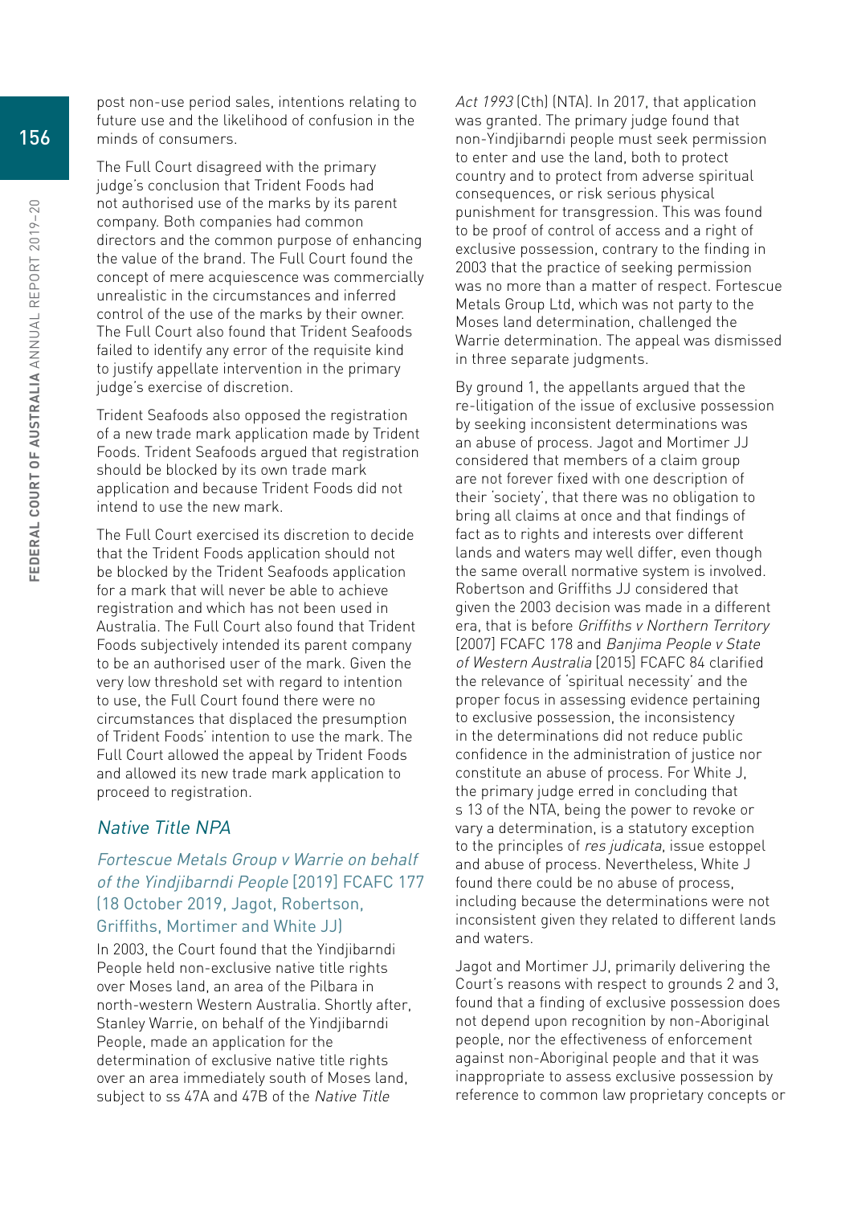post non-use period sales, intentions relating to future use and the likelihood of confusion in the minds of consumers.

The Full Court disagreed with the primary judge's conclusion that Trident Foods had not authorised use of the marks by its parent company. Both companies had common directors and the common purpose of enhancing the value of the brand. The Full Court found the concept of mere acquiescence was commercially unrealistic in the circumstances and inferred control of the use of the marks by their owner. The Full Court also found that Trident Seafoods failed to identify any error of the requisite kind to justify appellate intervention in the primary judge's exercise of discretion.

Trident Seafoods also opposed the registration of a new trade mark application made by Trident Foods. Trident Seafoods argued that registration should be blocked by its own trade mark application and because Trident Foods did not intend to use the new mark.

The Full Court exercised its discretion to decide that the Trident Foods application should not be blocked by the Trident Seafoods application for a mark that will never be able to achieve registration and which has not been used in Australia. The Full Court also found that Trident Foods subjectively intended its parent company to be an authorised user of the mark. Given the very low threshold set with regard to intention to use, the Full Court found there were no circumstances that displaced the presumption of Trident Foods' intention to use the mark. The Full Court allowed the appeal by Trident Foods and allowed its new trade mark application to proceed to registration.

## *Native Title NPA*

### *Fortescue Metals Group v Warrie on behalf of the Yindjibarndi People* [2019] FCAFC 177 (18 October 2019, Jagot, Robertson, Griffiths, Mortimer and White JJ)

In 2003, the Court found that the Yindjibarndi People held non-exclusive native title rights over Moses land, an area of the Pilbara in north-western Western Australia. Shortly after, Stanley Warrie, on behalf of the Yindjibarndi People, made an application for the determination of exclusive native title rights over an area immediately south of Moses land, subject to ss 47A and 47B of the *Native Title Act 1993* (Cth) (NTA). In 2017, that application was granted. The primary judge found that non-Yindjibarndi people must seek permission to enter and use the land, both to protect country and to protect from adverse spiritual consequences, or risk serious physical punishment for transgression. This was found to be proof of control of access and a right of exclusive possession, contrary to the finding in 2003 that the practice of seeking permission was no more than a matter of respect. Fortescue Metals Group Ltd, which was not party to the Moses land determination, challenged the Warrie determination. The appeal was dismissed in three separate judgments.

By ground 1, the appellants argued that the re-litigation of the issue of exclusive possession by seeking inconsistent determinations was an abuse of process. Jagot and Mortimer JJ considered that members of a claim group are not forever fixed with one description of their 'society', that there was no obligation to bring all claims at once and that findings of fact as to rights and interests over different lands and waters may well differ, even though the same overall normative system is involved. Robertson and Griffiths JJ considered that given the 2003 decision was made in a different era, that is before *Griffiths v Northern Territory* [2007] FCAFC 178 and *Banjima People v State of Western Australia* [2015] FCAFC 84 clarified the relevance of 'spiritual necessity' and the proper focus in assessing evidence pertaining to exclusive possession, the inconsistency in the determinations did not reduce public confidence in the administration of justice nor constitute an abuse of process. For White J, the primary judge erred in concluding that s 13 of the NTA, being the power to revoke or vary a determination, is a statutory exception to the principles of *res judicata*, issue estoppel and abuse of process. Nevertheless, White J found there could be no abuse of process, including because the determinations were not inconsistent given they related to different lands and waters.

Jagot and Mortimer JJ, primarily delivering the Court's reasons with respect to grounds 2 and 3, found that a finding of exclusive possession does not depend upon recognition by non-Aboriginal people, nor the effectiveness of enforcement against non-Aboriginal people and that it was inappropriate to assess exclusive possession by reference to common law proprietary concepts or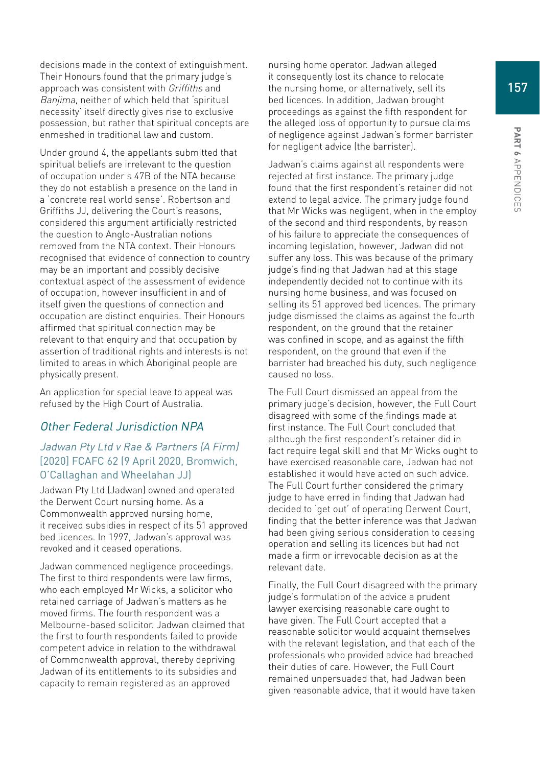decisions made in the context of extinguishment. Their Honours found that the primary judge's approach was consistent with *Griffiths* and *Banjima*, neither of which held that 'spiritual necessity' itself directly gives rise to exclusive possession, but rather that spiritual concepts are enmeshed in traditional law and custom.

Under ground 4, the appellants submitted that spiritual beliefs are irrelevant to the question of occupation under s 47B of the NTA because they do not establish a presence on the land in a 'concrete real world sense'. Robertson and Griffiths JJ, delivering the Court's reasons, considered this argument artificially restricted the question to Anglo-Australian notions removed from the NTA context. Their Honours recognised that evidence of connection to country may be an important and possibly decisive contextual aspect of the assessment of evidence of occupation, however insufficient in and of itself given the questions of connection and occupation are distinct enquiries. Their Honours affirmed that spiritual connection may be relevant to that enquiry and that occupation by assertion of traditional rights and interests is not limited to areas in which Aboriginal people are physically present.

An application for special leave to appeal was refused by the High Court of Australia.

## *Other Federal Jurisdiction NPA*

### *Jadwan Pty Ltd v Rae & Partners (A Firm)* [2020] FCAFC 62 (9 April 2020, Bromwich, O'Callaghan and Wheelahan JJ)

Jadwan Pty Ltd (Jadwan) owned and operated the Derwent Court nursing home. As a Commonwealth approved nursing home, it received subsidies in respect of its 51 approved bed licences. In 1997, Jadwan's approval was revoked and it ceased operations.

Jadwan commenced negligence proceedings. The first to third respondents were law firms, who each employed Mr Wicks, a solicitor who retained carriage of Jadwan's matters as he moved firms. The fourth respondent was a Melbourne-based solicitor. Jadwan claimed that the first to fourth respondents failed to provide competent advice in relation to the withdrawal of Commonwealth approval, thereby depriving Jadwan of its entitlements to its subsidies and capacity to remain registered as an approved nursing home operator. Jadwan alleged it consequently lost its chance to relocate the nursing home, or alternatively, sell its bed licences. In addition, Jadwan brought proceedings as against the fifth respondent for the alleged loss of opportunity to pursue claims of negligence against Jadwan's former barrister for negligent advice (the barrister).

Jadwan's claims against all respondents were rejected at first instance. The primary judge found that the first respondent's retainer did not extend to legal advice. The primary judge found that Mr Wicks was negligent, when in the employ of the second and third respondents, by reason of his failure to appreciate the consequences of incoming legislation, however, Jadwan did not suffer any loss. This was because of the primary judge's finding that Jadwan had at this stage independently decided not to continue with its nursing home business, and was focused on selling its 51 approved bed licences. The primary judge dismissed the claims as against the fourth respondent, on the ground that the retainer was confined in scope, and as against the fifth respondent, on the ground that even if the barrister had breached his duty, such negligence caused no loss.

The Full Court dismissed an appeal from the primary judge's decision, however, the Full Court disagreed with some of the findings made at first instance. The Full Court concluded that although the first respondent's retainer did in fact require legal skill and that Mr Wicks ought to have exercised reasonable care, Jadwan had not established it would have acted on such advice. The Full Court further considered the primary judge to have erred in finding that Jadwan had decided to 'get out' of operating Derwent Court, finding that the better inference was that Jadwan had been giving serious consideration to ceasing operation and selling its licences but had not made a firm or irrevocable decision as at the relevant date.

Finally, the Full Court disagreed with the primary judge's formulation of the advice a prudent lawyer exercising reasonable care ought to have given. The Full Court accepted that a reasonable solicitor would acquaint themselves with the relevant legislation, and that each of the professionals who provided advice had breached their duties of care. However, the Full Court remained unpersuaded that, had Jadwan been given reasonable advice, that it would have taken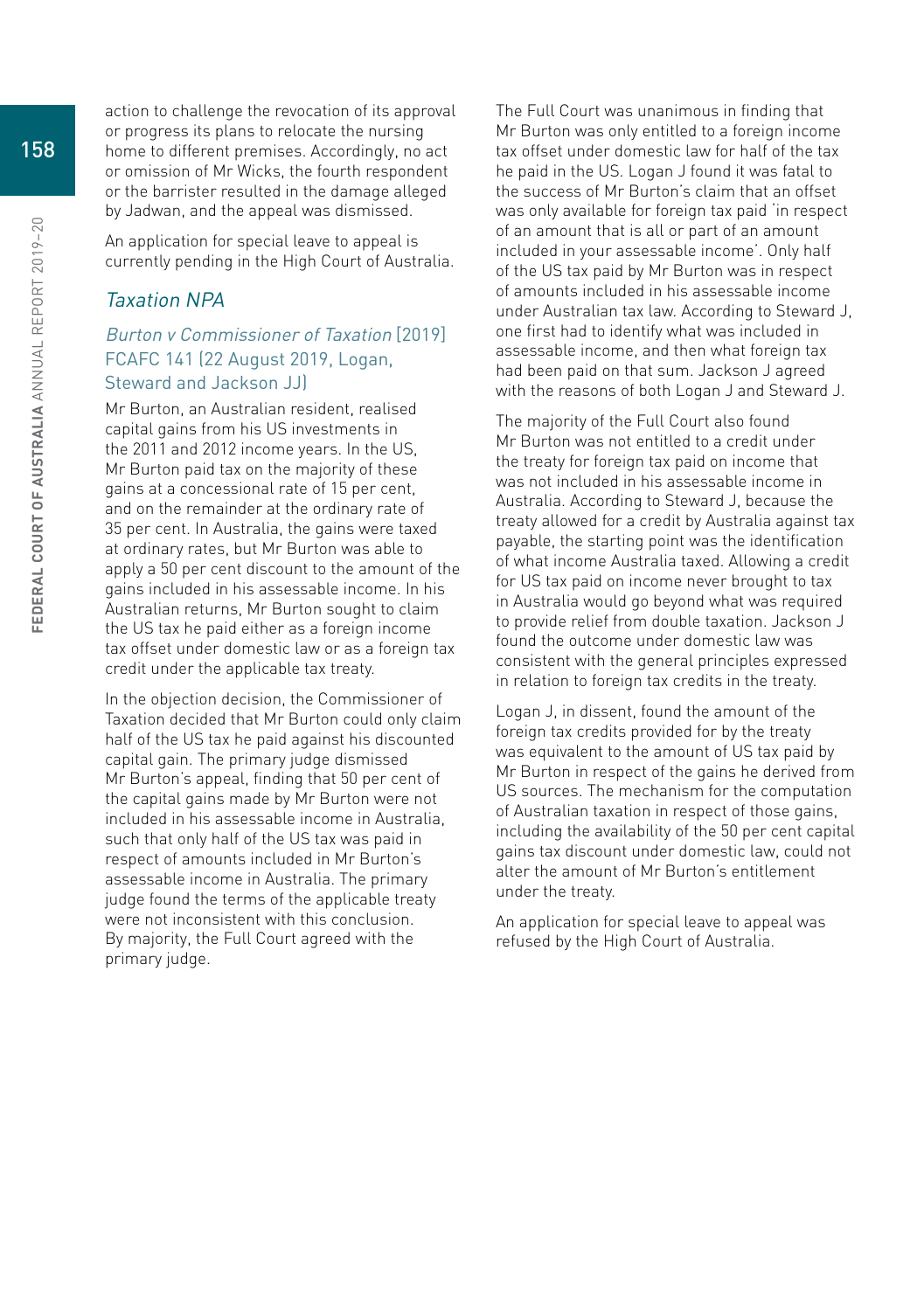action to challenge the revocation of its approval or progress its plans to relocate the nursing home to different premises. Accordingly, no act or omission of Mr Wicks, the fourth respondent or the barrister resulted in the damage alleged by Jadwan, and the appeal was dismissed.

An application for special leave to appeal is currently pending in the High Court of Australia.

## *Taxation NPA*

### *Burton v Commissioner of Taxation* [2019] FCAFC 141 (22 August 2019, Logan, Steward and Jackson JJ)

Mr Burton, an Australian resident, realised capital gains from his US investments in the 2011 and 2012 income years. In the US, Mr Burton paid tax on the majority of these gains at a concessional rate of 15 per cent, and on the remainder at the ordinary rate of 35 per cent. In Australia, the gains were taxed at ordinary rates, but Mr Burton was able to apply a 50 per cent discount to the amount of the gains included in his assessable income. In his Australian returns, Mr Burton sought to claim the US tax he paid either as a foreign income tax offset under domestic law or as a foreign tax credit under the applicable tax treaty.

In the objection decision, the Commissioner of Taxation decided that Mr Burton could only claim half of the US tax he paid against his discounted capital gain. The primary judge dismissed Mr Burton's appeal, finding that 50 per cent of the capital gains made by Mr Burton were not included in his assessable income in Australia, such that only half of the US tax was paid in respect of amounts included in Mr Burton's assessable income in Australia. The primary judge found the terms of the applicable treaty were not inconsistent with this conclusion. By majority, the Full Court agreed with the primary judge.

The Full Court was unanimous in finding that Mr Burton was only entitled to a foreign income tax offset under domestic law for half of the tax he paid in the US. Logan J found it was fatal to the success of Mr Burton's claim that an offset was only available for foreign tax paid 'in respect of an amount that is all or part of an amount included in your assessable income'. Only half of the US tax paid by Mr Burton was in respect of amounts included in his assessable income under Australian tax law. According to Steward J, one first had to identify what was included in assessable income, and then what foreign tax had been paid on that sum. Jackson J agreed with the reasons of both Logan J and Steward J.

The majority of the Full Court also found Mr Burton was not entitled to a credit under the treaty for foreign tax paid on income that was not included in his assessable income in Australia. According to Steward J, because the treaty allowed for a credit by Australia against tax payable, the starting point was the identification of what income Australia taxed. Allowing a credit for US tax paid on income never brought to tax in Australia would go beyond what was required to provide relief from double taxation. Jackson J found the outcome under domestic law was consistent with the general principles expressed in relation to foreign tax credits in the treaty.

Logan J, in dissent, found the amount of the foreign tax credits provided for by the treaty was equivalent to the amount of US tax paid by Mr Burton in respect of the gains he derived from US sources. The mechanism for the computation of Australian taxation in respect of those gains, including the availability of the 50 per cent capital gains tax discount under domestic law, could not alter the amount of Mr Burton's entitlement under the treaty.

An application for special leave to appeal was refused by the High Court of Australia.